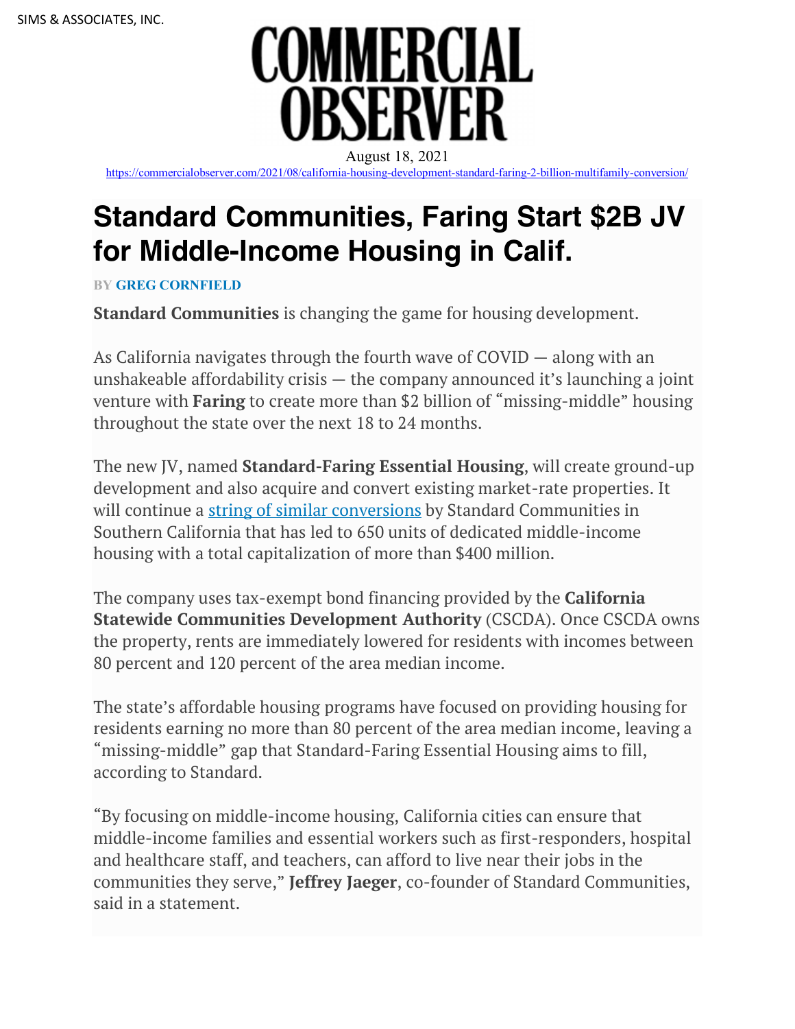SIMS & ASSOCIATES, INC.

COMMERCIAL OBSERVER

August 18, 2021

https://commercialobserver.com/2021/08/california-housing-development-standard-faring-2-billion-multifamily-conversion/

# Standard Communities, Faring Start $2B JV for Middle-Income Housing in Calif.

BY **GREG CORNFIELD**

**Standard Communities** is changing the game for housing development.

As California navigates through the fourth wave of COVID — along with an unshakeable affordability crisis — the company announced it's launching a joint venture with **Faring** to create more than $2 billion of "missing-middle" housing throughout the state over the next 18 to 24 months.

The new JV, named **Standard-Faring Essential Housing**, will create ground-up development and also acquire and convert existing market-rate properties. It will continue a string of similar conversions by Standard Communities in Southern California that has led to 650 units of dedicated middle-income housing with a total capitalization of more than $400 million.

The company uses tax-exempt bond financing provided by the **California Statewide Communities Development Authority** (CSCDA). Once CSCDA owns the property, rents are immediately lowered for residents with incomes between 80 percent and 120 percent of the area median income.

The state's affordable housing programs have focused on providing housing for residents earning no more than 80 percent of the area median income, leaving a "missing-middle" gap that Standard-Faring Essential Housing aims to fill, according to Standard.

"By focusing on middle-income housing, California cities can ensure that middle-income families and essential workers such as first-responders, hospital and healthcare staff, and teachers, can afford to live near their jobs in the communities they serve," **Jeffrey Jaeger**, co-founder of Standard Communities, said in a statement.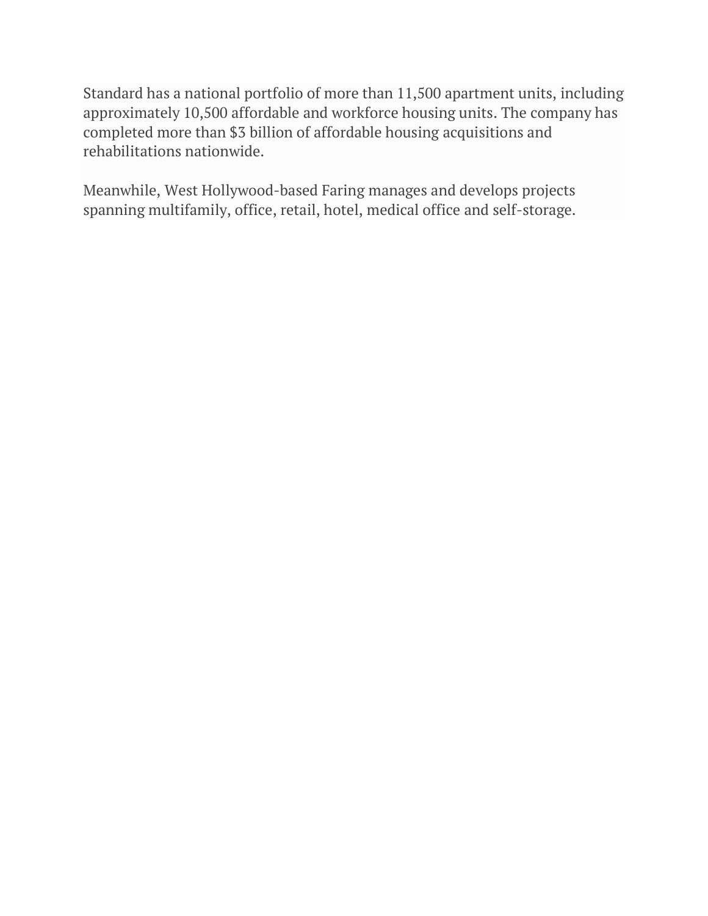Standard has a national portfolio of more than 11,500 apartment units, including approximately 10,500 affordable and workforce housing units. The company has completed more than $3 billion of affordable housing acquisitions and rehabilitations nationwide.

Meanwhile, West Hollywood-based Faring manages and develops projects spanning multifamily, office, retail, hotel, medical office and self-storage.